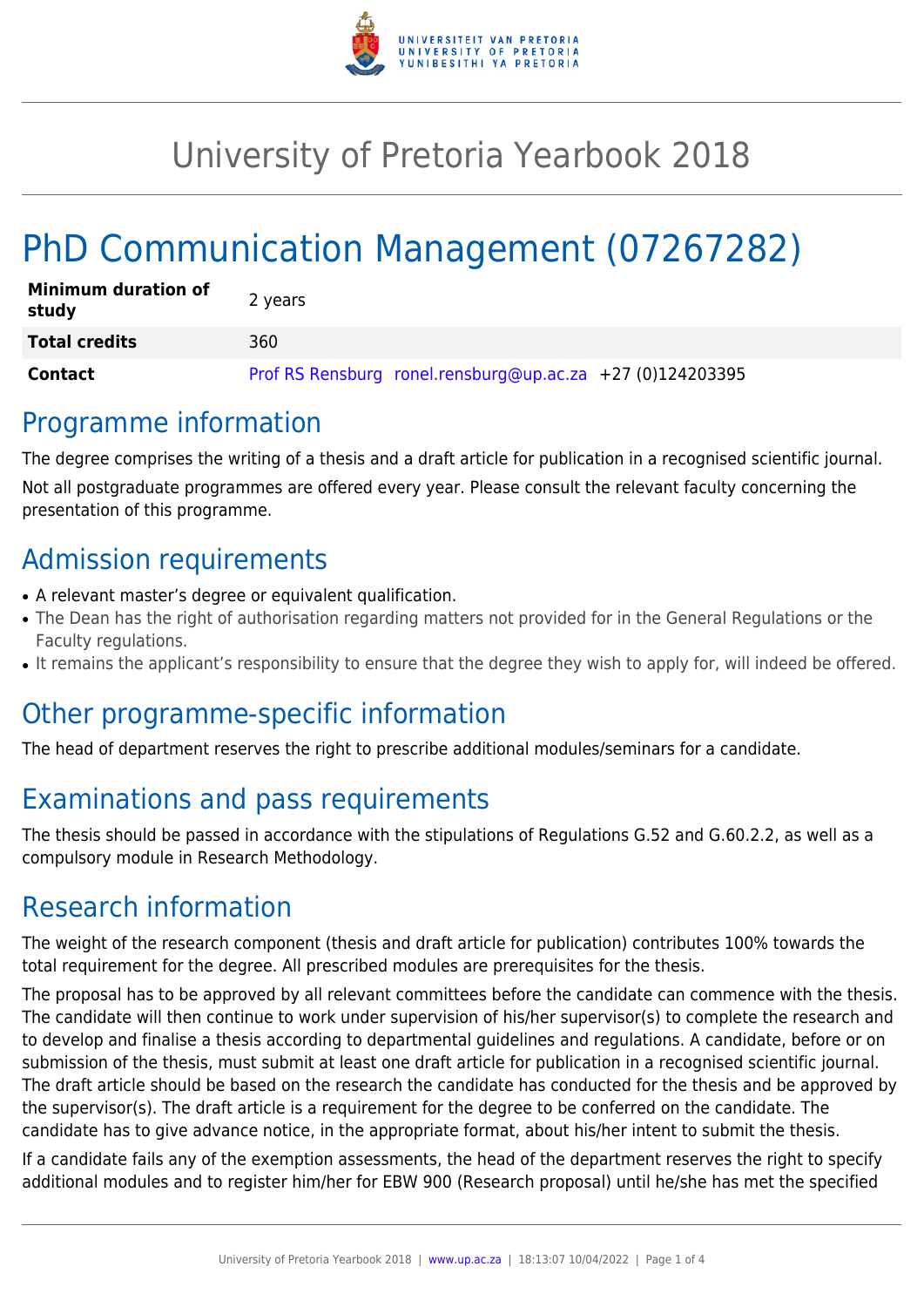# University of Pretoria Yearbook 2018

# PhD Communication Management (07267282)

| | |
|---|---|
| **Minimum duration of study** | 2 years |
| **Total credits** | 360 |
| **Contact** | Prof RS Rensburg ronel.rensburg@up.ac.za +27 (0)124203395 |

## Programme information

The degree comprises the writing of a thesis and a draft article for publication in a recognised scientific journal.

Not all postgraduate programmes are offered every year. Please consult the relevant faculty concerning the presentation of this programme.

## Admission requirements

- A relevant master's degree or equivalent qualification.
- The Dean has the right of authorisation regarding matters not provided for in the General Regulations or the Faculty regulations.
- It remains the applicant's responsibility to ensure that the degree they wish to apply for, will indeed be offered.

## Other programme-specific information

The head of department reserves the right to prescribe additional modules/seminars for a candidate.

## Examinations and pass requirements

The thesis should be passed in accordance with the stipulations of Regulations G.52 and G.60.2.2, as well as a compulsory module in Research Methodology.

## Research information

The weight of the research component (thesis and draft article for publication) contributes 100% towards the total requirement for the degree. All prescribed modules are prerequisites for the thesis.

The proposal has to be approved by all relevant committees before the candidate can commence with the thesis. The candidate will then continue to work under supervision of his/her supervisor(s) to complete the research and to develop and finalise a thesis according to departmental guidelines and regulations. A candidate, before or on submission of the thesis, must submit at least one draft article for publication in a recognised scientific journal. The draft article should be based on the research the candidate has conducted for the thesis and be approved by the supervisor(s). The draft article is a requirement for the degree to be conferred on the candidate. The candidate has to give advance notice, in the appropriate format, about his/her intent to submit the thesis.

If a candidate fails any of the exemption assessments, the head of the department reserves the right to specify additional modules and to register him/her for EBW 900 (Research proposal) until he/she has met the specified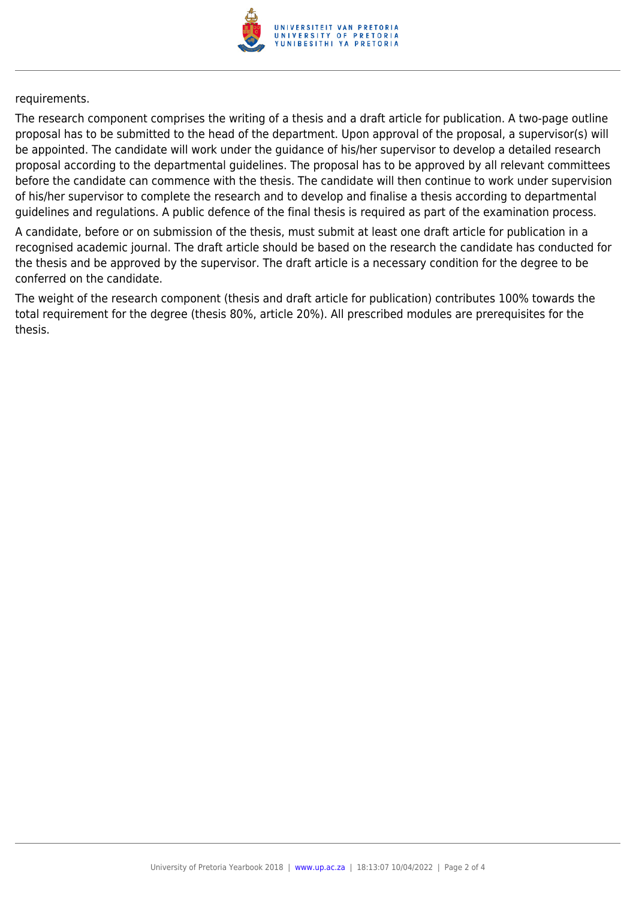requirements.

The research component comprises the writing of a thesis and a draft article for publication. A two-page outline proposal has to be submitted to the head of the department. Upon approval of the proposal, a supervisor(s) will be appointed. The candidate will work under the guidance of his/her supervisor to develop a detailed research proposal according to the departmental guidelines. The proposal has to be approved by all relevant committees before the candidate can commence with the thesis. The candidate will then continue to work under supervision of his/her supervisor to complete the research and to develop and finalise a thesis according to departmental guidelines and regulations. A public defence of the final thesis is required as part of the examination process.

A candidate, before or on submission of the thesis, must submit at least one draft article for publication in a recognised academic journal. The draft article should be based on the research the candidate has conducted for the thesis and be approved by the supervisor. The draft article is a necessary condition for the degree to be conferred on the candidate.

The weight of the research component (thesis and draft article for publication) contributes 100% towards the total requirement for the degree (thesis 80%, article 20%). All prescribed modules are prerequisites for the thesis.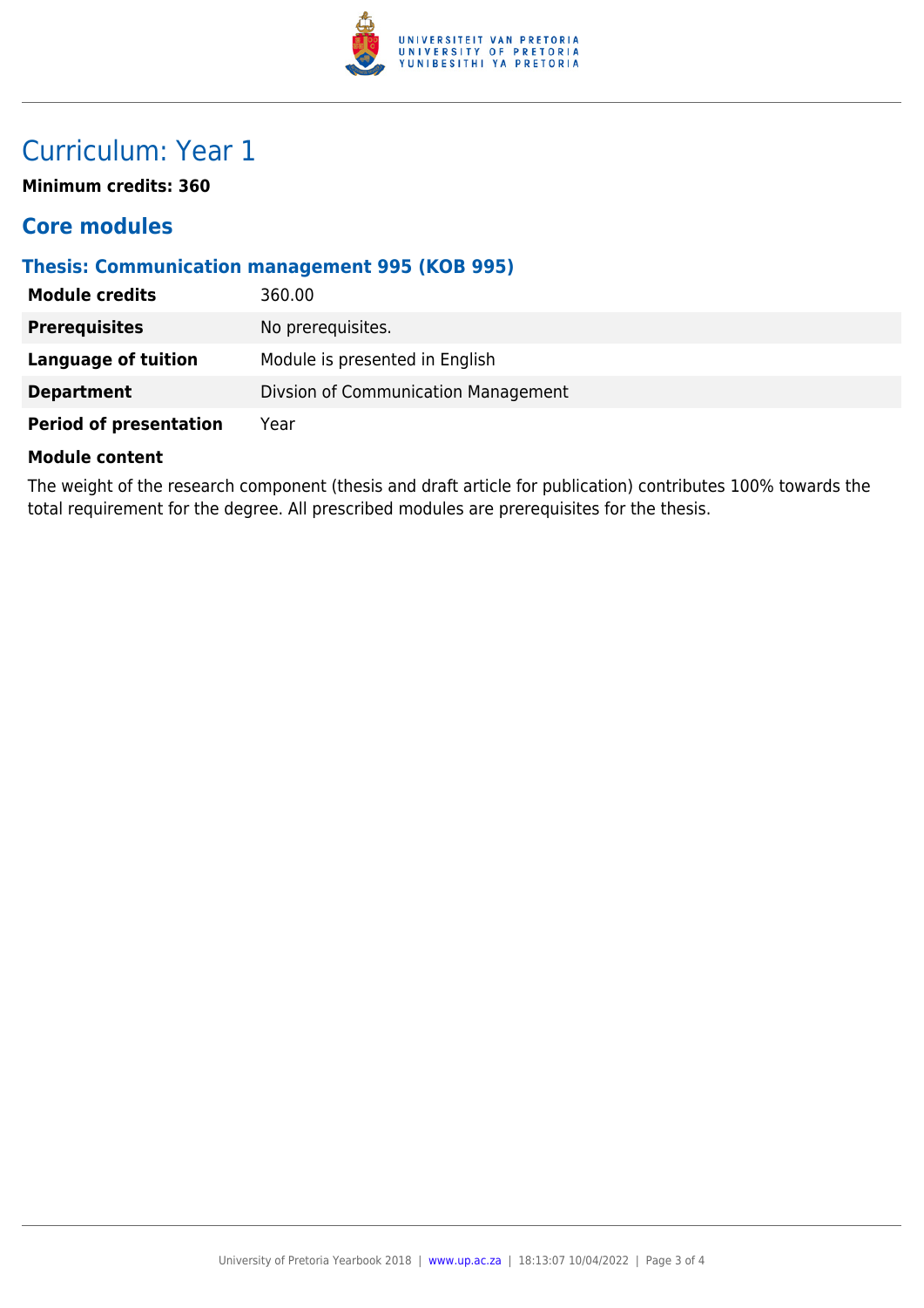# Curriculum: Year 1

**Minimum credits: 360**

## Core modules

### Thesis: Communication management 995 (KOB 995)

| | |
|---|---|
| **Module credits** | 360.00 |
| **Prerequisites** | No prerequisites. |
| **Language of tuition** | Module is presented in English |
| **Department** | Divsion of Communication Management |
| **Period of presentation** | Year |

**Module content**

The weight of the research component (thesis and draft article for publication) contributes 100% towards the total requirement for the degree. All prescribed modules are prerequisites for the thesis.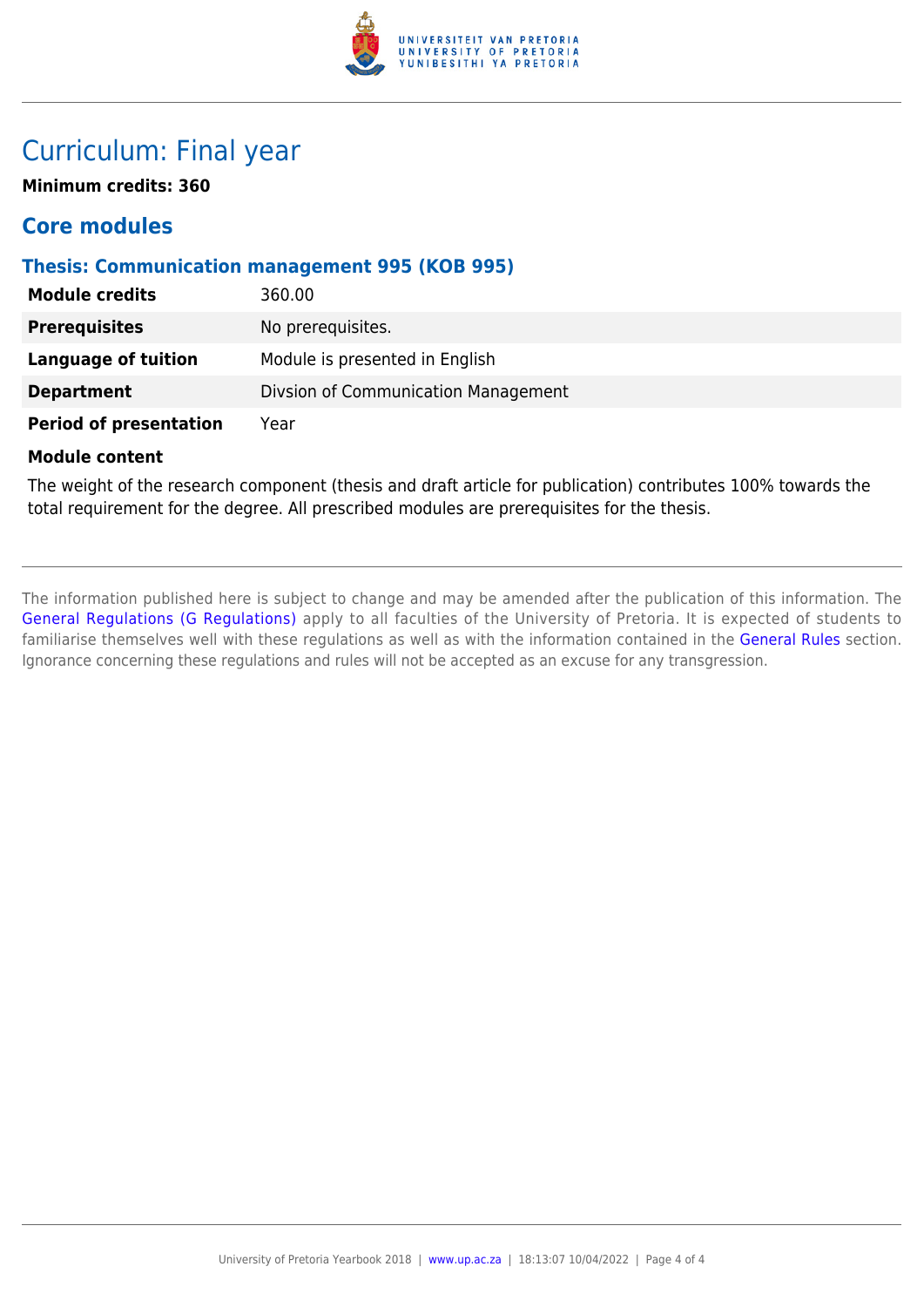# Curriculum: Final year

**Minimum credits: 360**

## Core modules

### Thesis: Communication management 995 (KOB 995)

| | |
|---|---|
| **Module credits** | 360.00 |
| **Prerequisites** | No prerequisites. |
| **Language of tuition** | Module is presented in English |
| **Department** | Divsion of Communication Management |
| **Period of presentation** | Year |

**Module content**

The weight of the research component (thesis and draft article for publication) contributes 100% towards the total requirement for the degree. All prescribed modules are prerequisites for the thesis.

---

The information published here is subject to change and may be amended after the publication of this information. The General Regulations (G Regulations) apply to all faculties of the University of Pretoria. It is expected of students to familiarise themselves well with these regulations as well as with the information contained in the General Rules section. Ignorance concerning these regulations and rules will not be accepted as an excuse for any transgression.